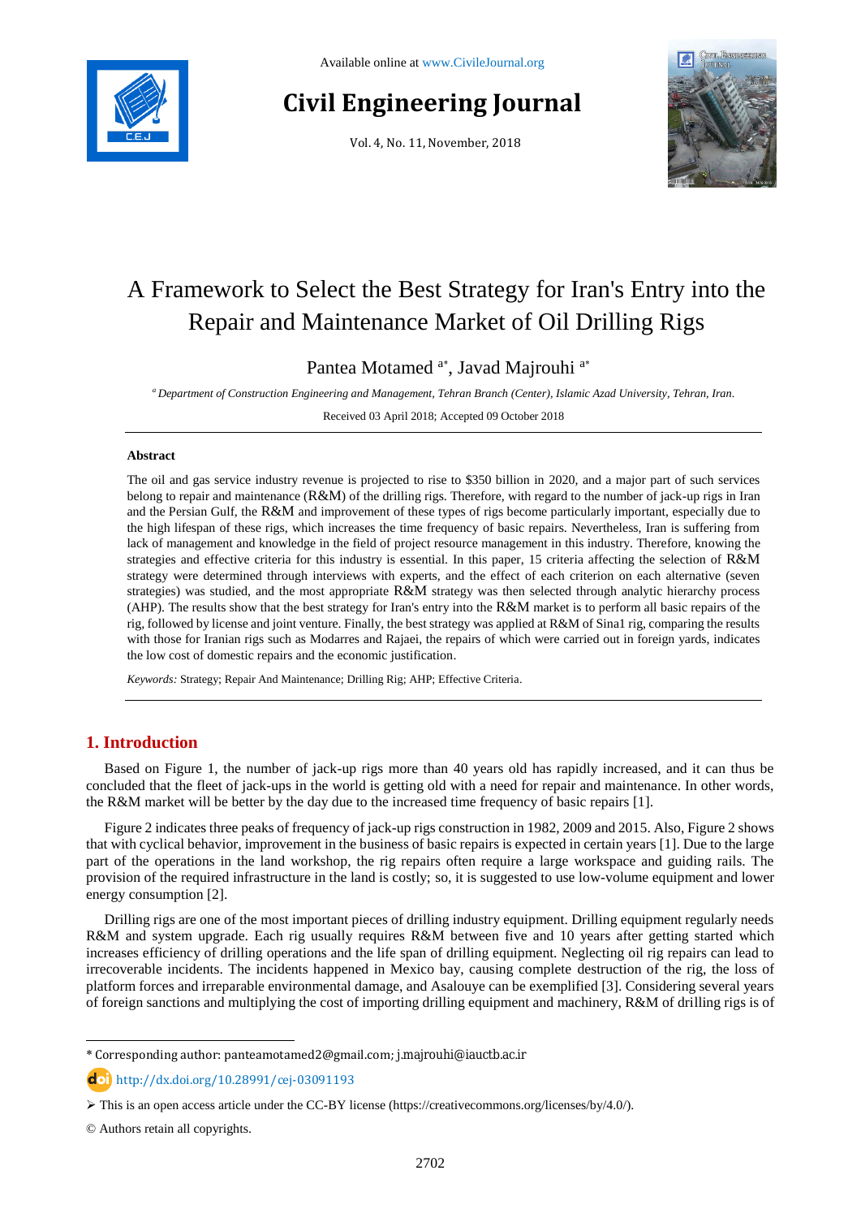Available online at www.CivileJournal.org

# Civil Engineering Journal

Vol. 4, No. 11, November, 2018

# A Framework to Select the Best Strategy for Iran's Entry into the Repair and Maintenance Market of Oil Drilling Rigs

Pantea Motamed [a*], Javad Majrouhi [a*]

[a] *Department of Construction Engineering and Management, Tehran Branch (Center), Islamic Azad University, Tehran, Iran.*

Received 03 April 2018; Accepted 09 October 2018

## Abstract

The oil and gas service industry revenue is projected to rise to $350 billion in 2020, and a major part of such services belong to repair and maintenance (R&M) of the drilling rigs. Therefore, with regard to the number of jack-up rigs in Iran and the Persian Gulf, the R&M and improvement of these types of rigs become particularly important, especially due to the high lifespan of these rigs, which increases the time frequency of basic repairs. Nevertheless, Iran is suffering from lack of management and knowledge in the field of project resource management in this industry. Therefore, knowing the strategies and effective criteria for this industry is essential. In this paper, 15 criteria affecting the selection of R&M strategy were determined through interviews with experts, and the effect of each criterion on each alternative (seven strategies) was studied, and the most appropriate R&M strategy was then selected through analytic hierarchy process (AHP). The results show that the best strategy for Iran's entry into the R&M market is to perform all basic repairs of the rig, followed by license and joint venture. Finally, the best strategy was applied at R&M of Sina1 rig, comparing the results with those for Iranian rigs such as Modarres and Rajaei, the repairs of which were carried out in foreign yards, indicates the low cost of domestic repairs and the economic justification.

*Keywords:* Strategy; Repair And Maintenance; Drilling Rig; AHP; Effective Criteria.

## 1. Introduction

Based on Figure 1, the number of jack-up rigs more than 40 years old has rapidly increased, and it can thus be concluded that the fleet of jack-ups in the world is getting old with a need for repair and maintenance. In other words, the R&M market will be better by the day due to the increased time frequency of basic repairs [1].

Figure 2 indicates three peaks of frequency of jack-up rigs construction in 1982, 2009 and 2015. Also, Figure 2 shows that with cyclical behavior, improvement in the business of basic repairs is expected in certain years [1]. Due to the large part of the operations in the land workshop, the rig repairs often require a large workspace and guiding rails. The provision of the required infrastructure in the land is costly; so, it is suggested to use low-volume equipment and lower energy consumption [2].

Drilling rigs are one of the most important pieces of drilling industry equipment. Drilling equipment regularly needs R&M and system upgrade. Each rig usually requires R&M between five and 10 years after getting started which increases efficiency of drilling operations and the life span of drilling equipment. Neglecting oil rig repairs can lead to irrecoverable incidents. The incidents happened in Mexico bay, causing complete destruction of the rig, the loss of platform forces and irreparable environmental damage, and Asalouye can be exemplified [3]. Considering several years of foreign sanctions and multiplying the cost of importing drilling equipment and machinery, R&M of drilling rigs is of

---

* Corresponding author: panteamotamed2@gmail.com; j.majrouhi@iauctb.ac.ir

http://dx.doi.org/10.28991/cej-03091193

➢ This is an open access article under the CC-BY license (https://creativecommons.org/licenses/by/4.0/).

© Authors retain all copyrights.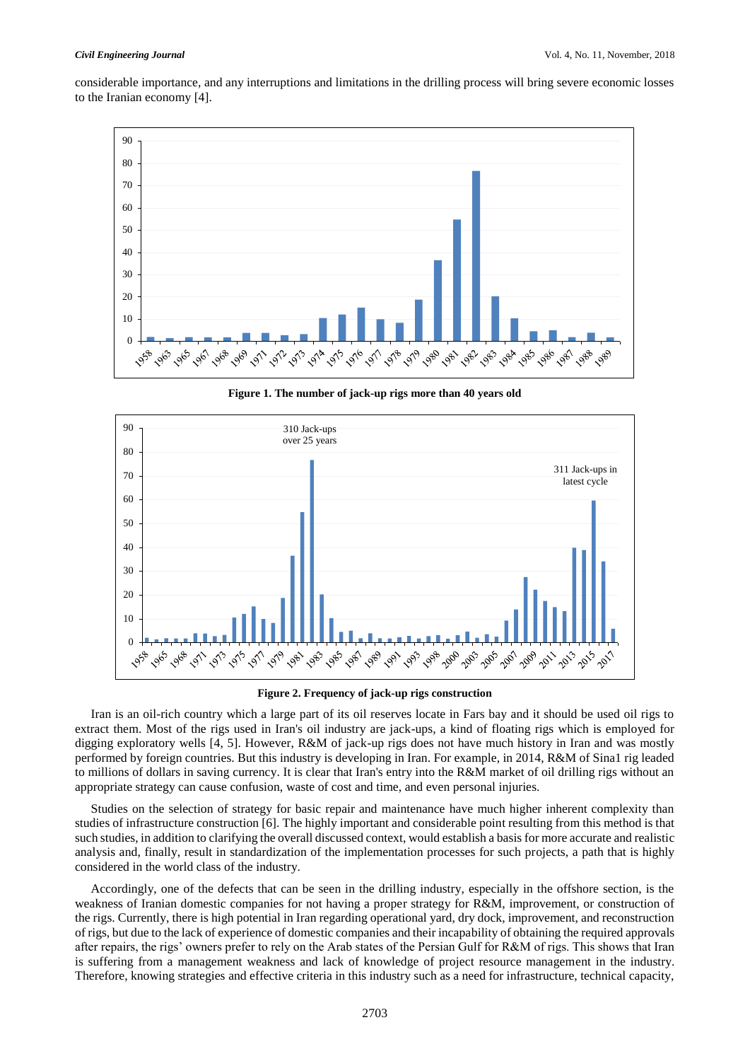considerable importance, and any interruptions and limitations in the drilling process will bring severe economic losses to the Iranian economy [4].

**Figure 1. The number of jack-up rigs more than 40 years old**

**Figure 2. Frequency of jack-up rigs construction**

Iran is an oil-rich country which a large part of its oil reserves locate in Fars bay and it should be used oil rigs to extract them. Most of the rigs used in Iran's oil industry are jack-ups, a kind of floating rigs which is employed for digging exploratory wells [4, 5]. However, R&M of jack-up rigs does not have much history in Iran and was mostly performed by foreign countries. But this industry is developing in Iran. For example, in 2014, R&M of Sina1 rig leaded to millions of dollars in saving currency. It is clear that Iran's entry into the R&M market of oil drilling rigs without an appropriate strategy can cause confusion, waste of cost and time, and even personal injuries.

Studies on the selection of strategy for basic repair and maintenance have much higher inherent complexity than studies of infrastructure construction [6]. The highly important and considerable point resulting from this method is that such studies, in addition to clarifying the overall discussed context, would establish a basis for more accurate and realistic analysis and, finally, result in standardization of the implementation processes for such projects, a path that is highly considered in the world class of the industry.

Accordingly, one of the defects that can be seen in the drilling industry, especially in the offshore section, is the weakness of Iranian domestic companies for not having a proper strategy for R&M, improvement, or construction of the rigs. Currently, there is high potential in Iran regarding operational yard, dry dock, improvement, and reconstruction of rigs, but due to the lack of experience of domestic companies and their incapability of obtaining the required approvals after repairs, the rigs' owners prefer to rely on the Arab states of the Persian Gulf for R&M of rigs. This shows that Iran is suffering from a management weakness and lack of knowledge of project resource management in the industry. Therefore, knowing strategies and effective criteria in this industry such as a need for infrastructure, technical capacity,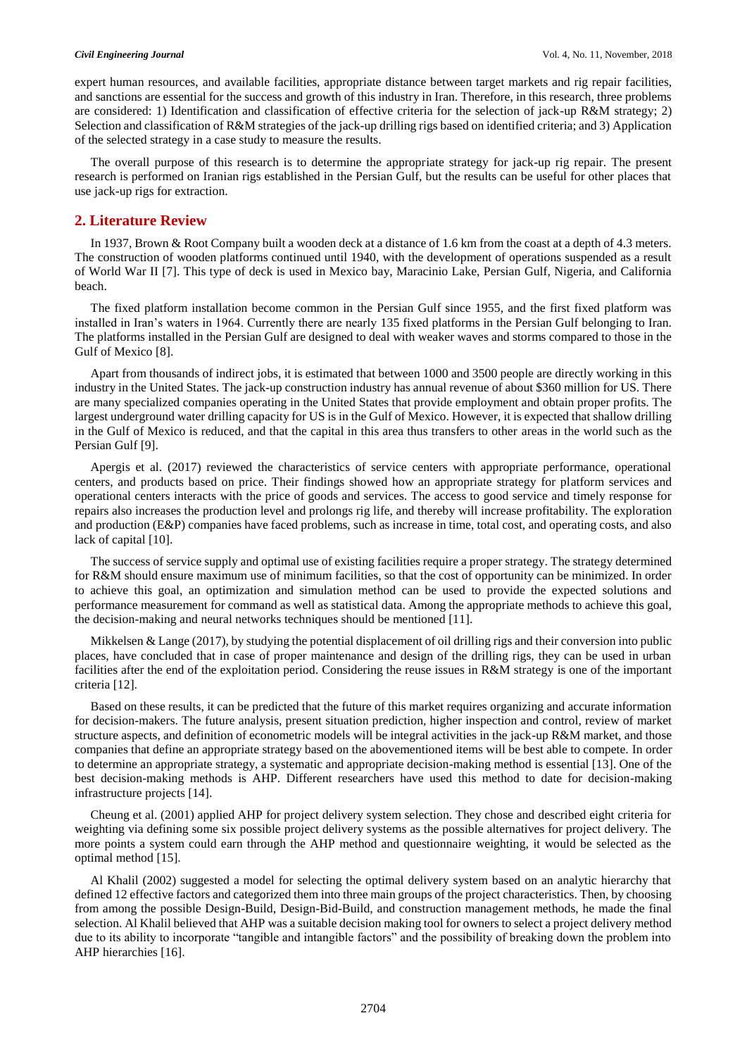expert human resources, and available facilities, appropriate distance between target markets and rig repair facilities, and sanctions are essential for the success and growth of this industry in Iran. Therefore, in this research, three problems are considered: 1) Identification and classification of effective criteria for the selection of jack-up R&M strategy; 2) Selection and classification of R&M strategies of the jack-up drilling rigs based on identified criteria; and 3) Application of the selected strategy in a case study to measure the results.

The overall purpose of this research is to determine the appropriate strategy for jack-up rig repair. The present research is performed on Iranian rigs established in the Persian Gulf, but the results can be useful for other places that use jack-up rigs for extraction.

## 2. Literature Review

In 1937, Brown & Root Company built a wooden deck at a distance of 1.6 km from the coast at a depth of 4.3 meters. The construction of wooden platforms continued until 1940, with the development of operations suspended as a result of World War II [7]. This type of deck is used in Mexico bay, Maracinio Lake, Persian Gulf, Nigeria, and California beach.

The fixed platform installation become common in the Persian Gulf since 1955, and the first fixed platform was installed in Iran's waters in 1964. Currently there are nearly 135 fixed platforms in the Persian Gulf belonging to Iran. The platforms installed in the Persian Gulf are designed to deal with weaker waves and storms compared to those in the Gulf of Mexico [8].

Apart from thousands of indirect jobs, it is estimated that between 1000 and 3500 people are directly working in this industry in the United States. The jack-up construction industry has annual revenue of about $360 million for US. There are many specialized companies operating in the United States that provide employment and obtain proper profits. The largest underground water drilling capacity for US is in the Gulf of Mexico. However, it is expected that shallow drilling in the Gulf of Mexico is reduced, and that the capital in this area thus transfers to other areas in the world such as the Persian Gulf [9].

Apergis et al. (2017) reviewed the characteristics of service centers with appropriate performance, operational centers, and products based on price. Their findings showed how an appropriate strategy for platform services and operational centers interacts with the price of goods and services. The access to good service and timely response for repairs also increases the production level and prolongs rig life, and thereby will increase profitability. The exploration and production (E&P) companies have faced problems, such as increase in time, total cost, and operating costs, and also lack of capital [10].

The success of service supply and optimal use of existing facilities require a proper strategy. The strategy determined for R&M should ensure maximum use of minimum facilities, so that the cost of opportunity can be minimized. In order to achieve this goal, an optimization and simulation method can be used to provide the expected solutions and performance measurement for command as well as statistical data. Among the appropriate methods to achieve this goal, the decision-making and neural networks techniques should be mentioned [11].

Mikkelsen & Lange (2017), by studying the potential displacement of oil drilling rigs and their conversion into public places, have concluded that in case of proper maintenance and design of the drilling rigs, they can be used in urban facilities after the end of the exploitation period. Considering the reuse issues in R&M strategy is one of the important criteria [12].

Based on these results, it can be predicted that the future of this market requires organizing and accurate information for decision-makers. The future analysis, present situation prediction, higher inspection and control, review of market structure aspects, and definition of econometric models will be integral activities in the jack-up R&M market, and those companies that define an appropriate strategy based on the abovementioned items will be best able to compete. In order to determine an appropriate strategy, a systematic and appropriate decision-making method is essential [13]. One of the best decision-making methods is AHP. Different researchers have used this method to date for decision-making infrastructure projects [14].

Cheung et al. (2001) applied AHP for project delivery system selection. They chose and described eight criteria for weighting via defining some six possible project delivery systems as the possible alternatives for project delivery. The more points a system could earn through the AHP method and questionnaire weighting, it would be selected as the optimal method [15].

Al Khalil (2002) suggested a model for selecting the optimal delivery system based on an analytic hierarchy that defined 12 effective factors and categorized them into three main groups of the project characteristics. Then, by choosing from among the possible Design-Build, Design-Bid-Build, and construction management methods, he made the final selection. Al Khalil believed that AHP was a suitable decision making tool for owners to select a project delivery method due to its ability to incorporate "tangible and intangible factors" and the possibility of breaking down the problem into AHP hierarchies [16].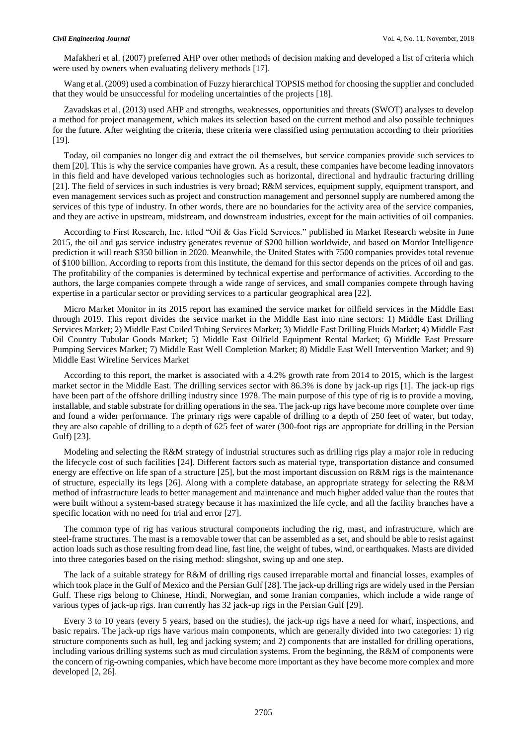Mafakheri et al. (2007) preferred AHP over other methods of decision making and developed a list of criteria which were used by owners when evaluating delivery methods [17].

Wang et al. (2009) used a combination of Fuzzy hierarchical TOPSIS method for choosing the supplier and concluded that they would be unsuccessful for modeling uncertainties of the projects [18].

Zavadskas et al. (2013) used AHP and strengths, weaknesses, opportunities and threats (SWOT) analyses to develop a method for project management, which makes its selection based on the current method and also possible techniques for the future. After weighting the criteria, these criteria were classified using permutation according to their priorities [19].

Today, oil companies no longer dig and extract the oil themselves, but service companies provide such services to them [20]. This is why the service companies have grown. As a result, these companies have become leading innovators in this field and have developed various technologies such as horizontal, directional and hydraulic fracturing drilling [21]. The field of services in such industries is very broad; R&M services, equipment supply, equipment transport, and even management services such as project and construction management and personnel supply are numbered among the services of this type of industry. In other words, there are no boundaries for the activity area of the service companies, and they are active in upstream, midstream, and downstream industries, except for the main activities of oil companies.

According to First Research, Inc. titled "Oil & Gas Field Services." published in Market Research website in June 2015, the oil and gas service industry generates revenue of $200 billion worldwide, and based on Mordor Intelligence prediction it will reach $350 billion in 2020. Meanwhile, the United States with 7500 companies provides total revenue of $100 billion. According to reports from this institute, the demand for this sector depends on the prices of oil and gas. The profitability of the companies is determined by technical expertise and performance of activities. According to the authors, the large companies compete through a wide range of services, and small companies compete through having expertise in a particular sector or providing services to a particular geographical area [22].

Micro Market Monitor in its 2015 report has examined the service market for oilfield services in the Middle East through 2019. This report divides the service market in the Middle East into nine sectors: 1) Middle East Drilling Services Market; 2) Middle East Coiled Tubing Services Market; 3) Middle East Drilling Fluids Market; 4) Middle East Oil Country Tubular Goods Market; 5) Middle East Oilfield Equipment Rental Market; 6) Middle East Pressure Pumping Services Market; 7) Middle East Well Completion Market; 8) Middle East Well Intervention Market; and 9) Middle East Wireline Services Market

According to this report, the market is associated with a 4.2% growth rate from 2014 to 2015, which is the largest market sector in the Middle East. The drilling services sector with 86.3% is done by jack-up rigs [1]. The jack-up rigs have been part of the offshore drilling industry since 1978. The main purpose of this type of rig is to provide a moving, installable, and stable substrate for drilling operations in the sea. The jack-up rigs have become more complete over time and found a wider performance. The primary rigs were capable of drilling to a depth of 250 feet of water, but today, they are also capable of drilling to a depth of 625 feet of water (300-foot rigs are appropriate for drilling in the Persian Gulf) [23].

Modeling and selecting the R&M strategy of industrial structures such as drilling rigs play a major role in reducing the lifecycle cost of such facilities [24]. Different factors such as material type, transportation distance and consumed energy are effective on life span of a structure [25], but the most important discussion on R&M rigs is the maintenance of structure, especially its legs [26]. Along with a complete database, an appropriate strategy for selecting the R&M method of infrastructure leads to better management and maintenance and much higher added value than the routes that were built without a system-based strategy because it has maximized the life cycle, and all the facility branches have a specific location with no need for trial and error [27].

The common type of rig has various structural components including the rig, mast, and infrastructure, which are steel-frame structures. The mast is a removable tower that can be assembled as a set, and should be able to resist against action loads such as those resulting from dead line, fast line, the weight of tubes, wind, or earthquakes. Masts are divided into three categories based on the rising method: slingshot, swing up and one step.

The lack of a suitable strategy for R&M of drilling rigs caused irreparable mortal and financial losses, examples of which took place in the Gulf of Mexico and the Persian Gulf [28]. The jack-up drilling rigs are widely used in the Persian Gulf. These rigs belong to Chinese, Hindi, Norwegian, and some Iranian companies, which include a wide range of various types of jack-up rigs. Iran currently has 32 jack-up rigs in the Persian Gulf [29].

Every 3 to 10 years (every 5 years, based on the studies), the jack-up rigs have a need for wharf, inspections, and basic repairs. The jack-up rigs have various main components, which are generally divided into two categories: 1) rig structure components such as hull, leg and jacking system; and 2) components that are installed for drilling operations, including various drilling systems such as mud circulation systems. From the beginning, the R&M of components were the concern of rig-owning companies, which have become more important as they have become more complex and more developed [2, 26].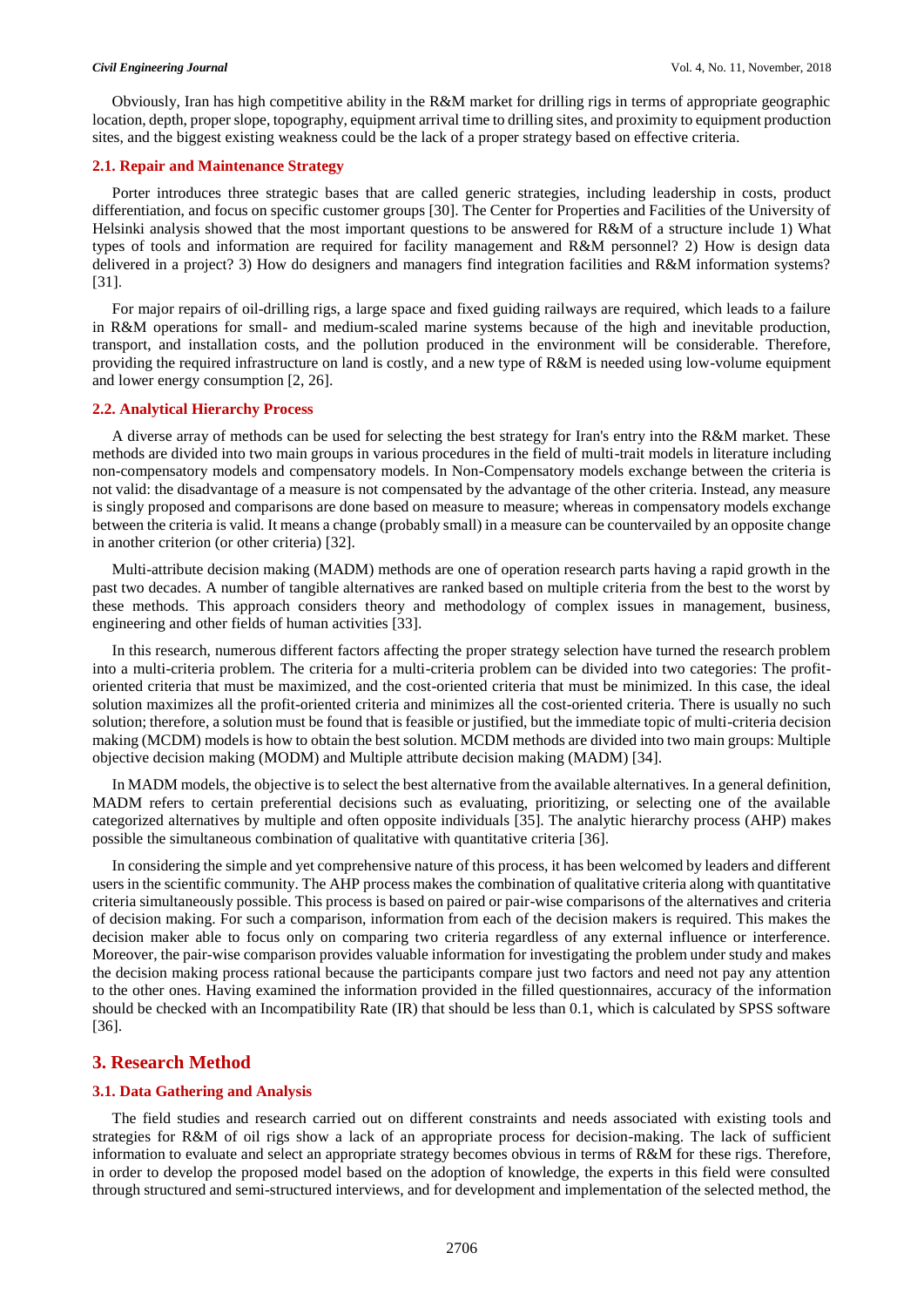Obviously, Iran has high competitive ability in the R&M market for drilling rigs in terms of appropriate geographic location, depth, proper slope, topography, equipment arrival time to drilling sites, and proximity to equipment production sites, and the biggest existing weakness could be the lack of a proper strategy based on effective criteria.

### 2.1. Repair and Maintenance Strategy

Porter introduces three strategic bases that are called generic strategies, including leadership in costs, product differentiation, and focus on specific customer groups [30]. The Center for Properties and Facilities of the University of Helsinki analysis showed that the most important questions to be answered for R&M of a structure include 1) What types of tools and information are required for facility management and R&M personnel? 2) How is design data delivered in a project? 3) How do designers and managers find integration facilities and R&M information systems? [31].

For major repairs of oil-drilling rigs, a large space and fixed guiding railways are required, which leads to a failure in R&M operations for small- and medium-scaled marine systems because of the high and inevitable production, transport, and installation costs, and the pollution produced in the environment will be considerable. Therefore, providing the required infrastructure on land is costly, and a new type of R&M is needed using low-volume equipment and lower energy consumption [2, 26].

### 2.2. Analytical Hierarchy Process

A diverse array of methods can be used for selecting the best strategy for Iran's entry into the R&M market. These methods are divided into two main groups in various procedures in the field of multi-trait models in literature including non-compensatory models and compensatory models. In Non-Compensatory models exchange between the criteria is not valid: the disadvantage of a measure is not compensated by the advantage of the other criteria. Instead, any measure is singly proposed and comparisons are done based on measure to measure; whereas in compensatory models exchange between the criteria is valid. It means a change (probably small) in a measure can be countervailed by an opposite change in another criterion (or other criteria) [32].

Multi-attribute decision making (MADM) methods are one of operation research parts having a rapid growth in the past two decades. A number of tangible alternatives are ranked based on multiple criteria from the best to the worst by these methods. This approach considers theory and methodology of complex issues in management, business, engineering and other fields of human activities [33].

In this research, numerous different factors affecting the proper strategy selection have turned the research problem into a multi-criteria problem. The criteria for a multi-criteria problem can be divided into two categories: The profit-oriented criteria that must be maximized, and the cost-oriented criteria that must be minimized. In this case, the ideal solution maximizes all the profit-oriented criteria and minimizes all the cost-oriented criteria. There is usually no such solution; therefore, a solution must be found that is feasible or justified, but the immediate topic of multi-criteria decision making (MCDM) models is how to obtain the best solution. MCDM methods are divided into two main groups: Multiple objective decision making (MODM) and Multiple attribute decision making (MADM) [34].

In MADM models, the objective is to select the best alternative from the available alternatives. In a general definition, MADM refers to certain preferential decisions such as evaluating, prioritizing, or selecting one of the available categorized alternatives by multiple and often opposite individuals [35]. The analytic hierarchy process (AHP) makes possible the simultaneous combination of qualitative with quantitative criteria [36].

In considering the simple and yet comprehensive nature of this process, it has been welcomed by leaders and different users in the scientific community. The AHP process makes the combination of qualitative criteria along with quantitative criteria simultaneously possible. This process is based on paired or pair-wise comparisons of the alternatives and criteria of decision making. For such a comparison, information from each of the decision makers is required. This makes the decision maker able to focus only on comparing two criteria regardless of any external influence or interference. Moreover, the pair-wise comparison provides valuable information for investigating the problem under study and makes the decision making process rational because the participants compare just two factors and need not pay any attention to the other ones. Having examined the information provided in the filled questionnaires, accuracy of the information should be checked with an Incompatibility Rate (IR) that should be less than 0.1, which is calculated by SPSS software [36].

## 3. Research Method

### 3.1. Data Gathering and Analysis

The field studies and research carried out on different constraints and needs associated with existing tools and strategies for R&M of oil rigs show a lack of an appropriate process for decision-making. The lack of sufficient information to evaluate and select an appropriate strategy becomes obvious in terms of R&M for these rigs. Therefore, in order to develop the proposed model based on the adoption of knowledge, the experts in this field were consulted through structured and semi-structured interviews, and for development and implementation of the selected method, the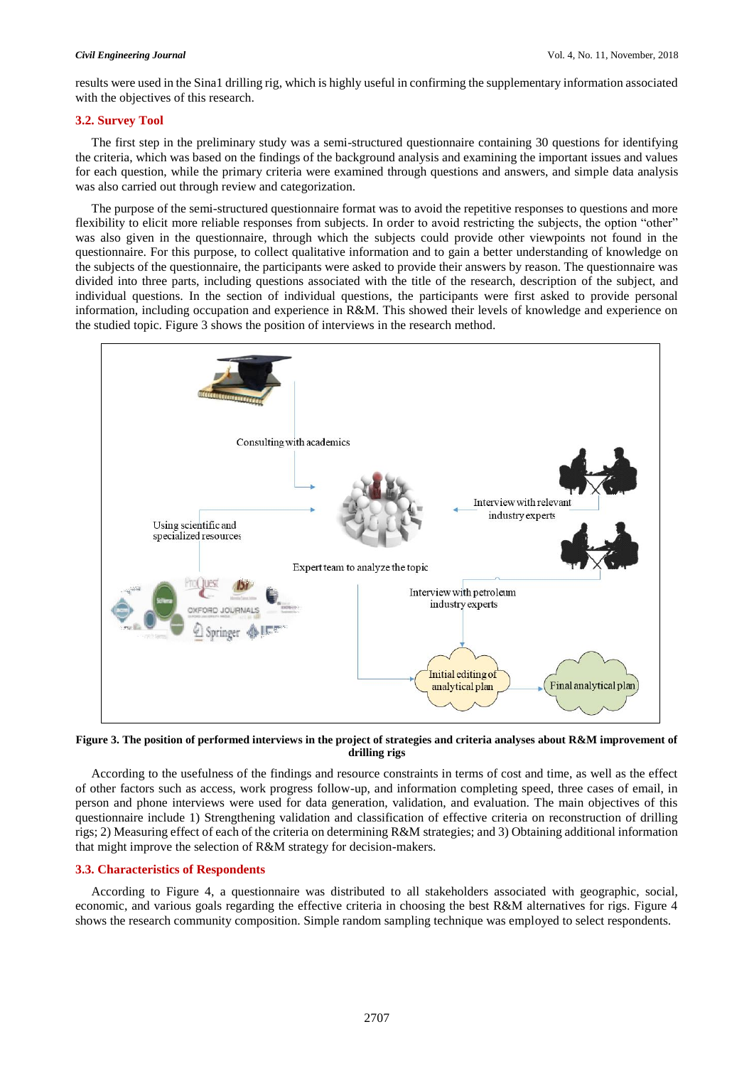results were used in the Sina1 drilling rig, which is highly useful in confirming the supplementary information associated with the objectives of this research.

### 3.2. Survey Tool

The first step in the preliminary study was a semi-structured questionnaire containing 30 questions for identifying the criteria, which was based on the findings of the background analysis and examining the important issues and values for each question, while the primary criteria were examined through questions and answers, and simple data analysis was also carried out through review and categorization.

The purpose of the semi-structured questionnaire format was to avoid the repetitive responses to questions and more flexibility to elicit more reliable responses from subjects. In order to avoid restricting the subjects, the option "other" was also given in the questionnaire, through which the subjects could provide other viewpoints not found in the questionnaire. For this purpose, to collect qualitative information and to gain a better understanding of knowledge on the subjects of the questionnaire, the participants were asked to provide their answers by reason. The questionnaire was divided into three parts, including questions associated with the title of the research, description of the subject, and individual questions. In the section of individual questions, the participants were first asked to provide personal information, including occupation and experience in R&M. This showed their levels of knowledge and experience on the studied topic. Figure 3 shows the position of interviews in the research method.

Consulting with academics

Interview with relevant industry experts

Using scientific and specialized resources

Expert team to analyze the topic

Interview with petroleum industry experts

Initial editing of analytical plan

Final analytical plan

**Figure 3. The position of performed interviews in the project of strategies and criteria analyses about R&M improvement of drilling rigs**

According to the usefulness of the findings and resource constraints in terms of cost and time, as well as the effect of other factors such as access, work progress follow-up, and information completing speed, three cases of email, in person and phone interviews were used for data generation, validation, and evaluation. The main objectives of this questionnaire include 1) Strengthening validation and classification of effective criteria on reconstruction of drilling rigs; 2) Measuring effect of each of the criteria on determining R&M strategies; and 3) Obtaining additional information that might improve the selection of R&M strategy for decision-makers.

### 3.3. Characteristics of Respondents

According to Figure 4, a questionnaire was distributed to all stakeholders associated with geographic, social, economic, and various goals regarding the effective criteria in choosing the best R&M alternatives for rigs. Figure 4 shows the research community composition. Simple random sampling technique was employed to select respondents.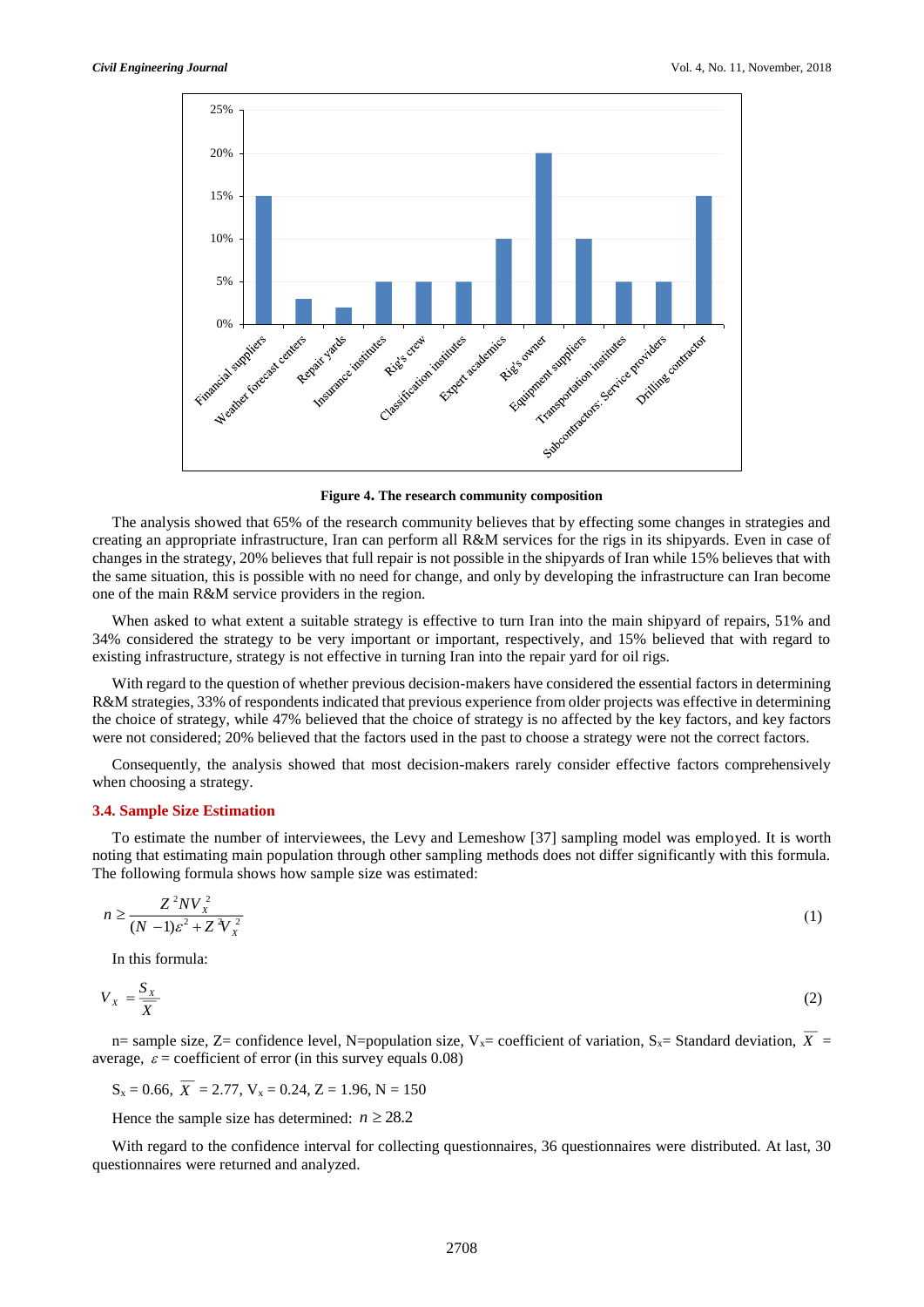**Figure 4. The research community composition**

The analysis showed that 65% of the research community believes that by effecting some changes in strategies and creating an appropriate infrastructure, Iran can perform all R&M services for the rigs in its shipyards. Even in case of changes in the strategy, 20% believes that full repair is not possible in the shipyards of Iran while 15% believes that with the same situation, this is possible with no need for change, and only by developing the infrastructure can Iran become one of the main R&M service providers in the region.

When asked to what extent a suitable strategy is effective to turn Iran into the main shipyard of repairs, 51% and 34% considered the strategy to be very important or important, respectively, and 15% believed that with regard to existing infrastructure, strategy is not effective in turning Iran into the repair yard for oil rigs.

With regard to the question of whether previous decision-makers have considered the essential factors in determining R&M strategies, 33% of respondents indicated that previous experience from older projects was effective in determining the choice of strategy, while 47% believed that the choice of strategy is no affected by the key factors, and key factors were not considered; 20% believed that the factors used in the past to choose a strategy were not the correct factors.

Consequently, the analysis showed that most decision-makers rarely consider effective factors comprehensively when choosing a strategy.

### 3.4. Sample Size Estimation

To estimate the number of interviewees, the Levy and Lemeshow [37] sampling model was employed. It is worth noting that estimating main population through other sampling methods does not differ significantly with this formula. The following formula shows how sample size was estimated:

$$n \geq \frac{Z^2 N V_x^2}{(N-1)\varepsilon^2 + Z^2 V_x^2} \tag{1}$$

In this formula:

$$V_x = \frac{S_x}{\overline{X}} \tag{2}$$

n= sample size, Z= confidence level, N=population size, $V_x$= coefficient of variation, $S_x$= Standard deviation, $\overline{X}$ = average, $\varepsilon$ = coefficient of error (in this survey equals 0.08)

$S_x = 0.66$, $\overline{X} = 2.77$, $V_x = 0.24$, $Z = 1.96$, $N = 150$

Hence the sample size has determined: $n \geq 28.2$

With regard to the confidence interval for collecting questionnaires, 36 questionnaires were distributed. At last, 30 questionnaires were returned and analyzed.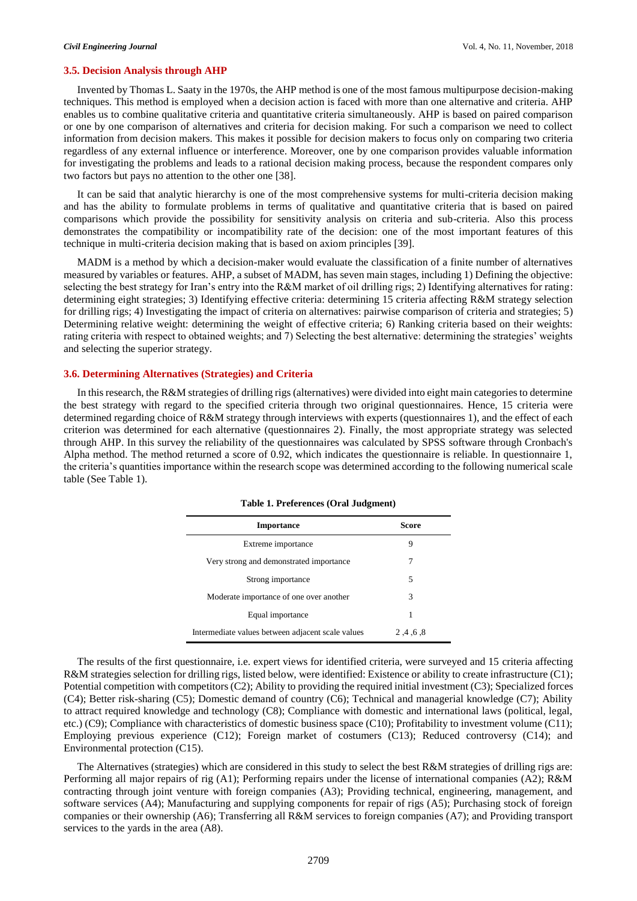### 3.5. Decision Analysis through AHP

Invented by Thomas L. Saaty in the 1970s, the AHP method is one of the most famous multipurpose decision-making techniques. This method is employed when a decision action is faced with more than one alternative and criteria. AHP enables us to combine qualitative criteria and quantitative criteria simultaneously. AHP is based on paired comparison or one by one comparison of alternatives and criteria for decision making. For such a comparison we need to collect information from decision makers. This makes it possible for decision makers to focus only on comparing two criteria regardless of any external influence or interference. Moreover, one by one comparison provides valuable information for investigating the problems and leads to a rational decision making process, because the respondent compares only two factors but pays no attention to the other one [38].

It can be said that analytic hierarchy is one of the most comprehensive systems for multi-criteria decision making and has the ability to formulate problems in terms of qualitative and quantitative criteria that is based on paired comparisons which provide the possibility for sensitivity analysis on criteria and sub-criteria. Also this process demonstrates the compatibility or incompatibility rate of the decision: one of the most important features of this technique in multi-criteria decision making that is based on axiom principles [39].

MADM is a method by which a decision-maker would evaluate the classification of a finite number of alternatives measured by variables or features. AHP, a subset of MADM, has seven main stages, including 1) Defining the objective: selecting the best strategy for Iran's entry into the R&M market of oil drilling rigs; 2) Identifying alternatives for rating: determining eight strategies; 3) Identifying effective criteria: determining 15 criteria affecting R&M strategy selection for drilling rigs; 4) Investigating the impact of criteria on alternatives: pairwise comparison of criteria and strategies; 5) Determining relative weight: determining the weight of effective criteria; 6) Ranking criteria based on their weights: rating criteria with respect to obtained weights; and 7) Selecting the best alternative: determining the strategies' weights and selecting the superior strategy.

### 3.6. Determining Alternatives (Strategies) and Criteria

In this research, the R&M strategies of drilling rigs (alternatives) were divided into eight main categories to determine the best strategy with regard to the specified criteria through two original questionnaires. Hence, 15 criteria were determined regarding choice of R&M strategy through interviews with experts (questionnaires 1), and the effect of each criterion was determined for each alternative (questionnaires 2). Finally, the most appropriate strategy was selected through AHP. In this survey the reliability of the questionnaires was calculated by SPSS software through Cronbach's Alpha method. The method returned a score of 0.92, which indicates the questionnaire is reliable. In questionnaire 1, the criteria's quantities importance within the research scope was determined according to the following numerical scale table (See Table 1).

**Table 1. Preferences (Oral Judgment)**

| Importance | Score |
|---|---|
| Extreme importance | 9 |
| Very strong and demonstrated importance | 7 |
| Strong importance | 5 |
| Moderate importance of one over another | 3 |
| Equal importance | 1 |
| Intermediate values between adjacent scale values | 2 ,4 ,6 ,8 |

The results of the first questionnaire, i.e. expert views for identified criteria, were surveyed and 15 criteria affecting R&M strategies selection for drilling rigs, listed below, were identified: Existence or ability to create infrastructure (C1); Potential competition with competitors (C2); Ability to providing the required initial investment (C3); Specialized forces (C4); Better risk-sharing (C5); Domestic demand of country (C6); Technical and managerial knowledge (C7); Ability to attract required knowledge and technology (C8); Compliance with domestic and international laws (political, legal, etc.) (C9); Compliance with characteristics of domestic business space (C10); Profitability to investment volume (C11); Employing previous experience (C12); Foreign market of costumers (C13); Reduced controversy (C14); and Environmental protection (C15).

The Alternatives (strategies) which are considered in this study to select the best R&M strategies of drilling rigs are: Performing all major repairs of rig (A1); Performing repairs under the license of international companies (A2); R&M contracting through joint venture with foreign companies (A3); Providing technical, engineering, management, and software services (A4); Manufacturing and supplying components for repair of rigs (A5); Purchasing stock of foreign companies or their ownership (A6); Transferring all R&M services to foreign companies (A7); and Providing transport services to the yards in the area (A8).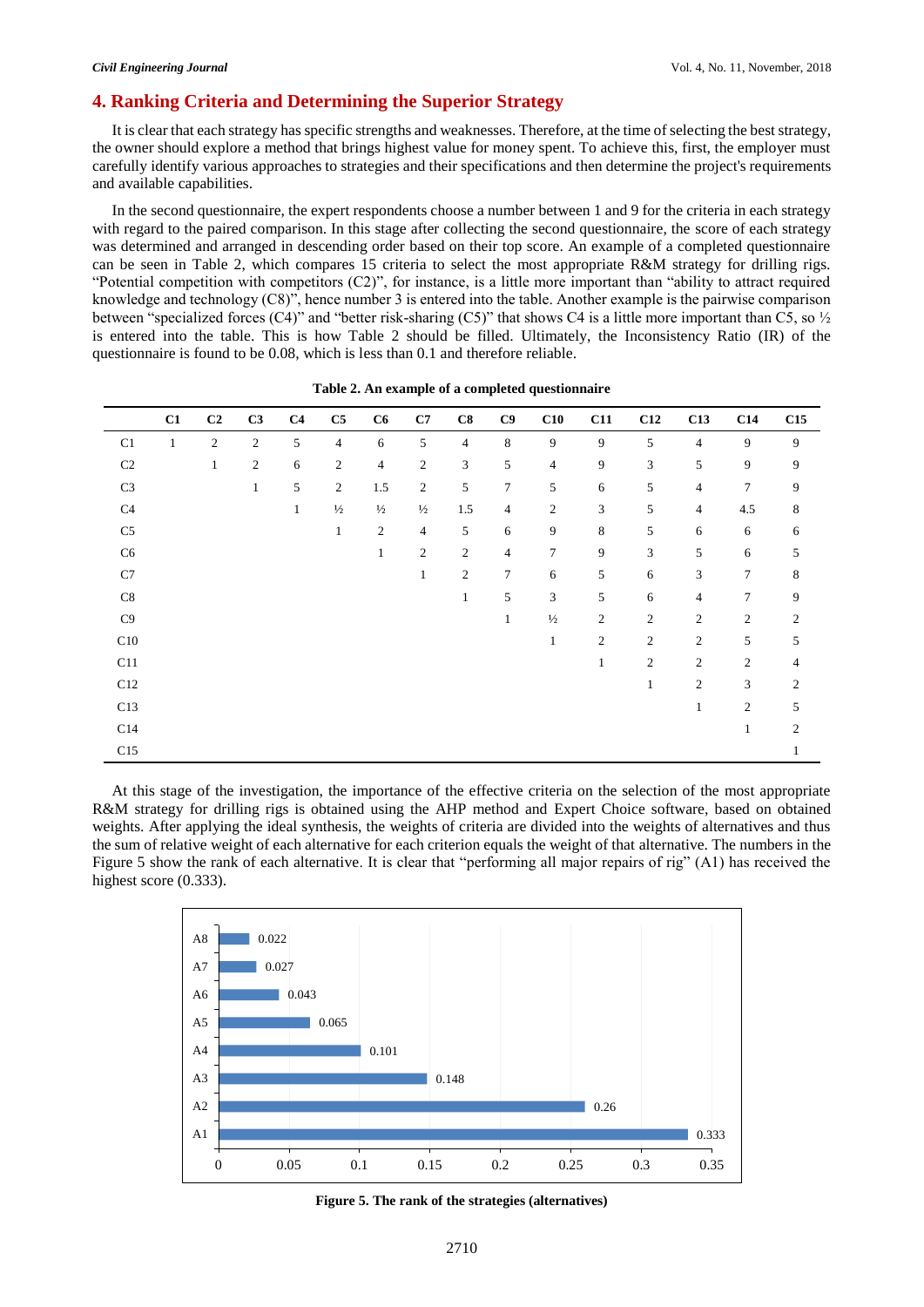## 4. Ranking Criteria and Determining the Superior Strategy

It is clear that each strategy has specific strengths and weaknesses. Therefore, at the time of selecting the best strategy, the owner should explore a method that brings highest value for money spent. To achieve this, first, the employer must carefully identify various approaches to strategies and their specifications and then determine the project's requirements and available capabilities.

In the second questionnaire, the expert respondents choose a number between 1 and 9 for the criteria in each strategy with regard to the paired comparison. In this stage after collecting the second questionnaire, the score of each strategy was determined and arranged in descending order based on their top score. An example of a completed questionnaire can be seen in Table 2, which compares 15 criteria to select the most appropriate R&M strategy for drilling rigs. "Potential competition with competitors (C2)", for instance, is a little more important than "ability to attract required knowledge and technology (C8)", hence number 3 is entered into the table. Another example is the pairwise comparison between "specialized forces (C4)" and "better risk-sharing (C5)" that shows C4 is a little more important than C5, so ½ is entered into the table. This is how Table 2 should be filled. Ultimately, the Inconsistency Ratio (IR) of the questionnaire is found to be 0.08, which is less than 0.1 and therefore reliable.

**Table 2. An example of a completed questionnaire**

| | C1 | C2 | C3 | C4 | C5 | C6 | C7 | C8 | C9 | C10 | C11 | C12 | C13 | C14 | C15 |
|---|---|---|---|---|---|---|---|---|---|---|---|---|---|---|---|
| C1 | 1 | 2 | 2 | 5 | 4 | 6 | 5 | 4 | 8 | 9 | 9 | 5 | 4 | 9 | 9 |
| C2 | | 1 | 2 | 6 | 2 | 4 | 2 | 3 | 5 | 4 | 9 | 3 | 5 | 9 | 9 |
| C3 | | | 1 | 5 | 2 | 1.5 | 2 | 5 | 7 | 5 | 6 | 5 | 4 | 7 | 9 |
| C4 | | | | 1 | ½ | ½ | ½ | 1.5 | 4 | 2 | 3 | 5 | 4 | 4.5 | 8 |
| C5 | | | | | 1 | 2 | 4 | 5 | 6 | 9 | 8 | 5 | 6 | 6 | 6 |
| C6 | | | | | | 1 | 2 | 2 | 4 | 7 | 9 | 3 | 5 | 6 | 5 |
| C7 | | | | | | | 1 | 2 | 7 | 6 | 5 | 6 | 3 | 7 | 8 |
| C8 | | | | | | | | 1 | 5 | 3 | 5 | 6 | 4 | 7 | 9 |
| C9 | | | | | | | | | 1 | ½ | 2 | 2 | 2 | 2 | 2 |
| C10 | | | | | | | | | | 1 | 2 | 2 | 2 | 5 | 5 |
| C11 | | | | | | | | | | | 1 | 2 | 2 | 2 | 4 |
| C12 | | | | | | | | | | | | 1 | 2 | 3 | 2 |
| C13 | | | | | | | | | | | | | 1 | 2 | 5 |
| C14 | | | | | | | | | | | | | | 1 | 2 |
| C15 | | | | | | | | | | | | | | | 1 |

At this stage of the investigation, the importance of the effective criteria on the selection of the most appropriate R&M strategy for drilling rigs is obtained using the AHP method and Expert Choice software, based on obtained weights. After applying the ideal synthesis, the weights of criteria are divided into the weights of alternatives and thus the sum of relative weight of each alternative for each criterion equals the weight of that alternative. The numbers in the Figure 5 show the rank of each alternative. It is clear that "performing all major repairs of rig" (A1) has received the highest score (0.333).

**Figure 5. The rank of the strategies (alternatives)**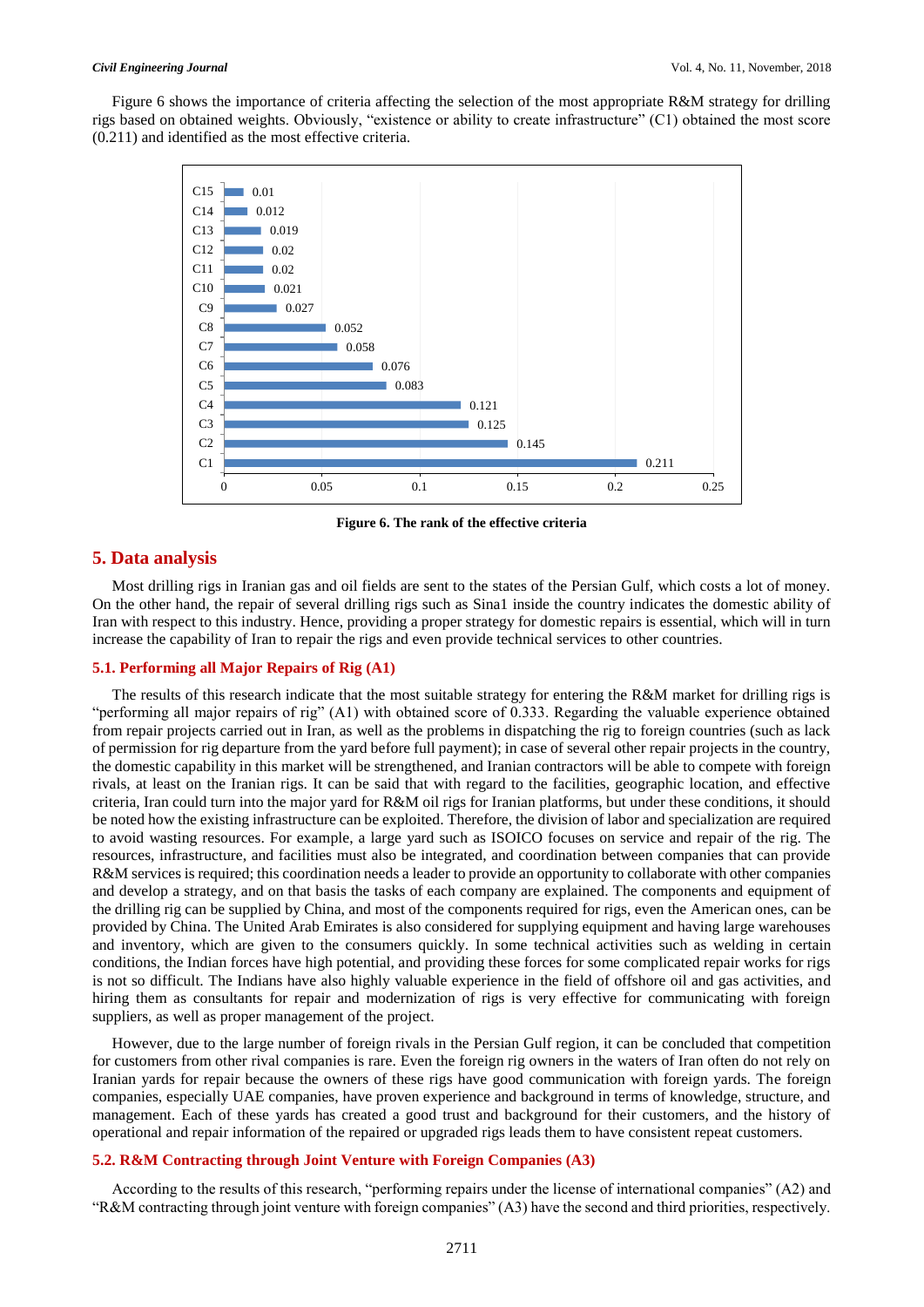Figure 6 shows the importance of criteria affecting the selection of the most appropriate R&M strategy for drilling rigs based on obtained weights. Obviously, "existence or ability to create infrastructure" (C1) obtained the most score (0.211) and identified as the most effective criteria.

| Criteria | Weight |
|---|---|
| C15 | 0.01 |
| C14 | 0.012 |
| C13 | 0.019 |
| C12 | 0.02 |
| C11 | 0.02 |
| C10 | 0.021 |
| C9 | 0.027 |
| C8 | 0.052 |
| C7 | 0.058 |
| C6 | 0.076 |
| C5 | 0.083 |
| C4 | 0.121 |
| C3 | 0.125 |
| C2 | 0.145 |
| C1 | 0.211 |

**Figure 6. The rank of the effective criteria**

## 5. Data analysis

Most drilling rigs in Iranian gas and oil fields are sent to the states of the Persian Gulf, which costs a lot of money. On the other hand, the repair of several drilling rigs such as Sina1 inside the country indicates the domestic ability of Iran with respect to this industry. Hence, providing a proper strategy for domestic repairs is essential, which will in turn increase the capability of Iran to repair the rigs and even provide technical services to other countries.

### 5.1. Performing all Major Repairs of Rig (A1)

The results of this research indicate that the most suitable strategy for entering the R&M market for drilling rigs is "performing all major repairs of rig" (A1) with obtained score of 0.333. Regarding the valuable experience obtained from repair projects carried out in Iran, as well as the problems in dispatching the rig to foreign countries (such as lack of permission for rig departure from the yard before full payment); in case of several other repair projects in the country, the domestic capability in this market will be strengthened, and Iranian contractors will be able to compete with foreign rivals, at least on the Iranian rigs. It can be said that with regard to the facilities, geographic location, and effective criteria, Iran could turn into the major yard for R&M oil rigs for Iranian platforms, but under these conditions, it should be noted how the existing infrastructure can be exploited. Therefore, the division of labor and specialization are required to avoid wasting resources. For example, a large yard such as ISOICO focuses on service and repair of the rig. The resources, infrastructure, and facilities must also be integrated, and coordination between companies that can provide R&M services is required; this coordination needs a leader to provide an opportunity to collaborate with other companies and develop a strategy, and on that basis the tasks of each company are explained. The components and equipment of the drilling rig can be supplied by China, and most of the components required for rigs, even the American ones, can be provided by China. The United Arab Emirates is also considered for supplying equipment and having large warehouses and inventory, which are given to the consumers quickly. In some technical activities such as welding in certain conditions, the Indian forces have high potential, and providing these forces for some complicated repair works for rigs is not so difficult. The Indians have also highly valuable experience in the field of offshore oil and gas activities, and hiring them as consultants for repair and modernization of rigs is very effective for communicating with foreign suppliers, as well as proper management of the project.

However, due to the large number of foreign rivals in the Persian Gulf region, it can be concluded that competition for customers from other rival companies is rare. Even the foreign rig owners in the waters of Iran often do not rely on Iranian yards for repair because the owners of these rigs have good communication with foreign yards. The foreign companies, especially UAE companies, have proven experience and background in terms of knowledge, structure, and management. Each of these yards has created a good trust and background for their customers, and the history of operational and repair information of the repaired or upgraded rigs leads them to have consistent repeat customers.

### 5.2. R&M Contracting through Joint Venture with Foreign Companies (A3)

According to the results of this research, "performing repairs under the license of international companies" (A2) and "R&M contracting through joint venture with foreign companies" (A3) have the second and third priorities, respectively.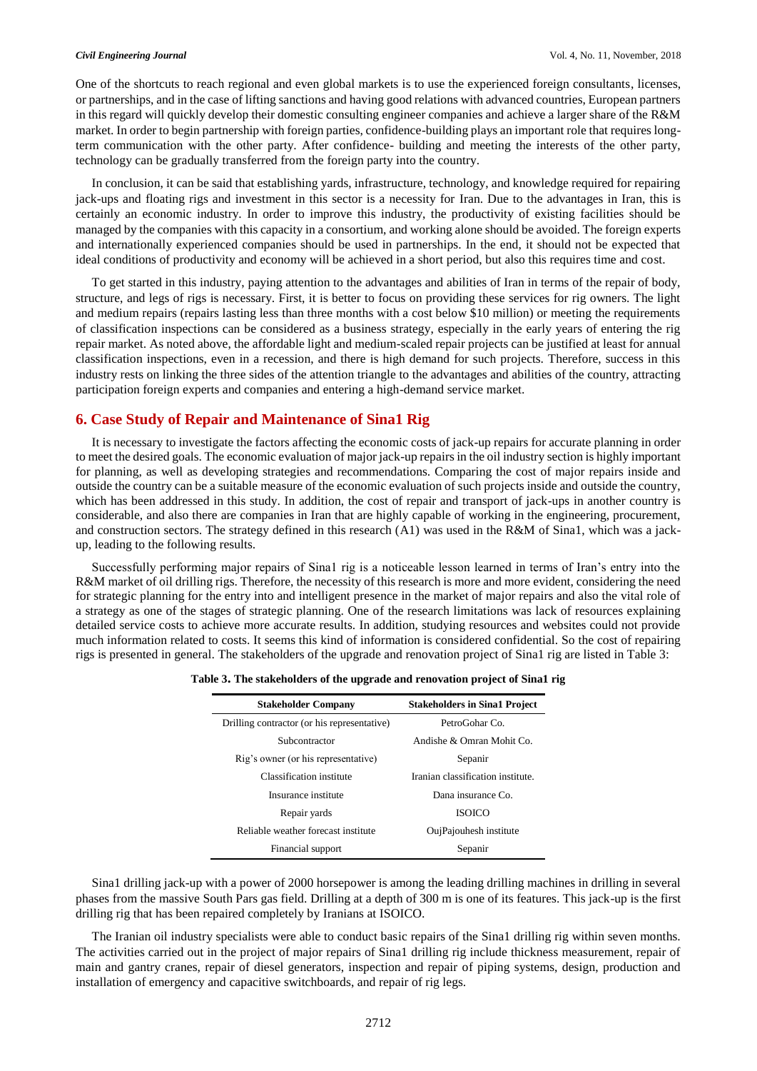One of the shortcuts to reach regional and even global markets is to use the experienced foreign consultants, licenses, or partnerships, and in the case of lifting sanctions and having good relations with advanced countries, European partners in this regard will quickly develop their domestic consulting engineer companies and achieve a larger share of the R&M market. In order to begin partnership with foreign parties, confidence-building plays an important role that requires long-term communication with the other party. After confidence- building and meeting the interests of the other party, technology can be gradually transferred from the foreign party into the country.

In conclusion, it can be said that establishing yards, infrastructure, technology, and knowledge required for repairing jack-ups and floating rigs and investment in this sector is a necessity for Iran. Due to the advantages in Iran, this is certainly an economic industry. In order to improve this industry, the productivity of existing facilities should be managed by the companies with this capacity in a consortium, and working alone should be avoided. The foreign experts and internationally experienced companies should be used in partnerships. In the end, it should not be expected that ideal conditions of productivity and economy will be achieved in a short period, but also this requires time and cost.

To get started in this industry, paying attention to the advantages and abilities of Iran in terms of the repair of body, structure, and legs of rigs is necessary. First, it is better to focus on providing these services for rig owners. The light and medium repairs (repairs lasting less than three months with a cost below $10 million) or meeting the requirements of classification inspections can be considered as a business strategy, especially in the early years of entering the rig repair market. As noted above, the affordable light and medium-scaled repair projects can be justified at least for annual classification inspections, even in a recession, and there is high demand for such projects. Therefore, success in this industry rests on linking the three sides of the attention triangle to the advantages and abilities of the country, attracting participation foreign experts and companies and entering a high-demand service market.

## 6. Case Study of Repair and Maintenance of Sina1 Rig

It is necessary to investigate the factors affecting the economic costs of jack-up repairs for accurate planning in order to meet the desired goals. The economic evaluation of major jack-up repairs in the oil industry section is highly important for planning, as well as developing strategies and recommendations. Comparing the cost of major repairs inside and outside the country can be a suitable measure of the economic evaluation of such projects inside and outside the country, which has been addressed in this study. In addition, the cost of repair and transport of jack-ups in another country is considerable, and also there are companies in Iran that are highly capable of working in the engineering, procurement, and construction sectors. The strategy defined in this research (A1) was used in the R&M of Sina1, which was a jack-up, leading to the following results.

Successfully performing major repairs of Sina1 rig is a noticeable lesson learned in terms of Iran's entry into the R&M market of oil drilling rigs. Therefore, the necessity of this research is more and more evident, considering the need for strategic planning for the entry into and intelligent presence in the market of major repairs and also the vital role of a strategy as one of the stages of strategic planning. One of the research limitations was lack of resources explaining detailed service costs to achieve more accurate results. In addition, studying resources and websites could not provide much information related to costs. It seems this kind of information is considered confidential. So the cost of repairing rigs is presented in general. The stakeholders of the upgrade and renovation project of Sina1 rig are listed in Table 3:

**Table 3. The stakeholders of the upgrade and renovation project of Sina1 rig**

| Stakeholder Company | Stakeholders in Sina1 Project |
|---|---|
| Drilling contractor (or his representative) | PetroGohar Co. |
| Subcontractor | Andishe & Omran Mohit Co. |
| Rig's owner (or his representative) | Sepanir |
| Classification institute | Iranian classification institute. |
| Insurance institute | Dana insurance Co. |
| Repair yards | ISOICO |
| Reliable weather forecast institute | OujPajouhesh institute |
| Financial support | Sepanir |

Sina1 drilling jack-up with a power of 2000 horsepower is among the leading drilling machines in drilling in several phases from the massive South Pars gas field. Drilling at a depth of 300 m is one of its features. This jack-up is the first drilling rig that has been repaired completely by Iranians at ISOICO.

The Iranian oil industry specialists were able to conduct basic repairs of the Sina1 drilling rig within seven months. The activities carried out in the project of major repairs of Sina1 drilling rig include thickness measurement, repair of main and gantry cranes, repair of diesel generators, inspection and repair of piping systems, design, production and installation of emergency and capacitive switchboards, and repair of rig legs.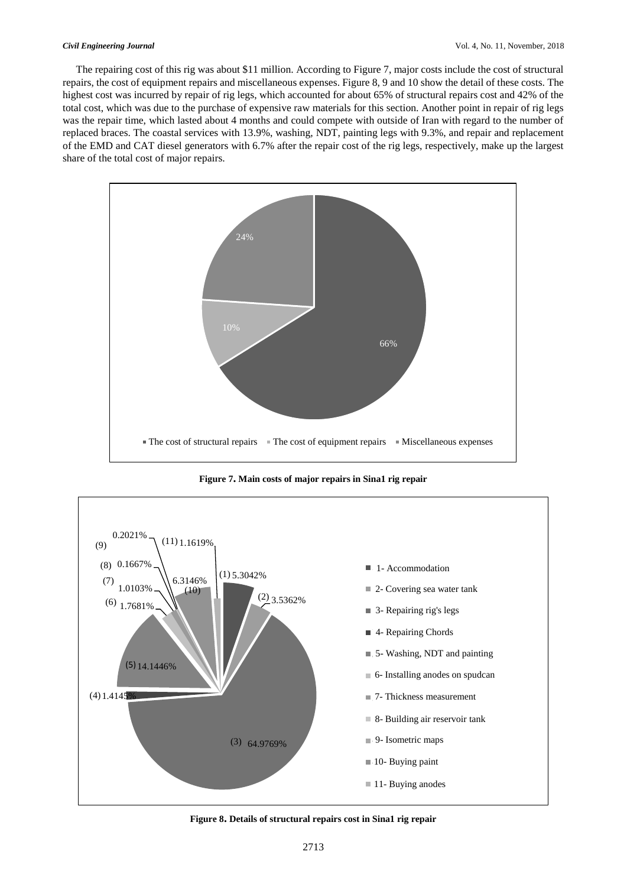The repairing cost of this rig was about $11 million. According to Figure 7, major costs include the cost of structural repairs, the cost of equipment repairs and miscellaneous expenses. Figure 8, 9 and 10 show the detail of these costs. The highest cost was incurred by repair of rig legs, which accounted for about 65% of structural repairs cost and 42% of the total cost, which was due to the purchase of expensive raw materials for this section. Another point in repair of rig legs was the repair time, which lasted about 4 months and could compete with outside of Iran with regard to the number of replaced braces. The coastal services with 13.9%, washing, NDT, painting legs with 9.3%, and repair and replacement of the EMD and CAT diesel generators with 6.7% after the repair cost of the rig legs, respectively, make up the largest share of the total cost of major repairs.

**Figure 7. Main costs of major repairs in Sina1 rig repair**

**Figure 8. Details of structural repairs cost in Sina1 rig repair**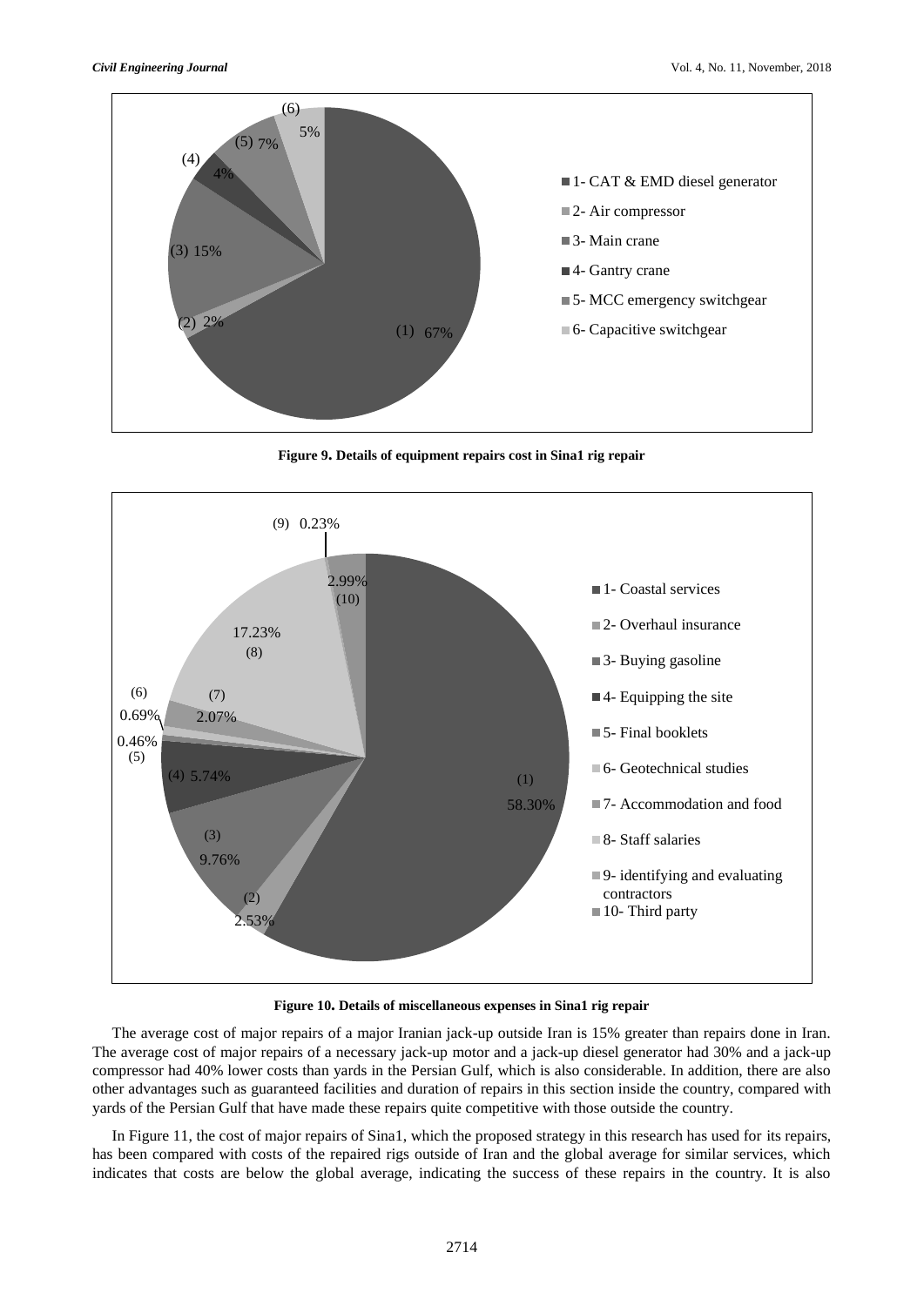**Figure 9. Details of equipment repairs cost in Sina1 rig repair**

**Figure 10. Details of miscellaneous expenses in Sina1 rig repair**

The average cost of major repairs of a major Iranian jack-up outside Iran is 15% greater than repairs done in Iran. The average cost of major repairs of a necessary jack-up motor and a jack-up diesel generator had 30% and a jack-up compressor had 40% lower costs than yards in the Persian Gulf, which is also considerable. In addition, there are also other advantages such as guaranteed facilities and duration of repairs in this section inside the country, compared with yards of the Persian Gulf that have made these repairs quite competitive with those outside the country.

In Figure 11, the cost of major repairs of Sina1, which the proposed strategy in this research has used for its repairs, has been compared with costs of the repaired rigs outside of Iran and the global average for similar services, which indicates that costs are below the global average, indicating the success of these repairs in the country. It is also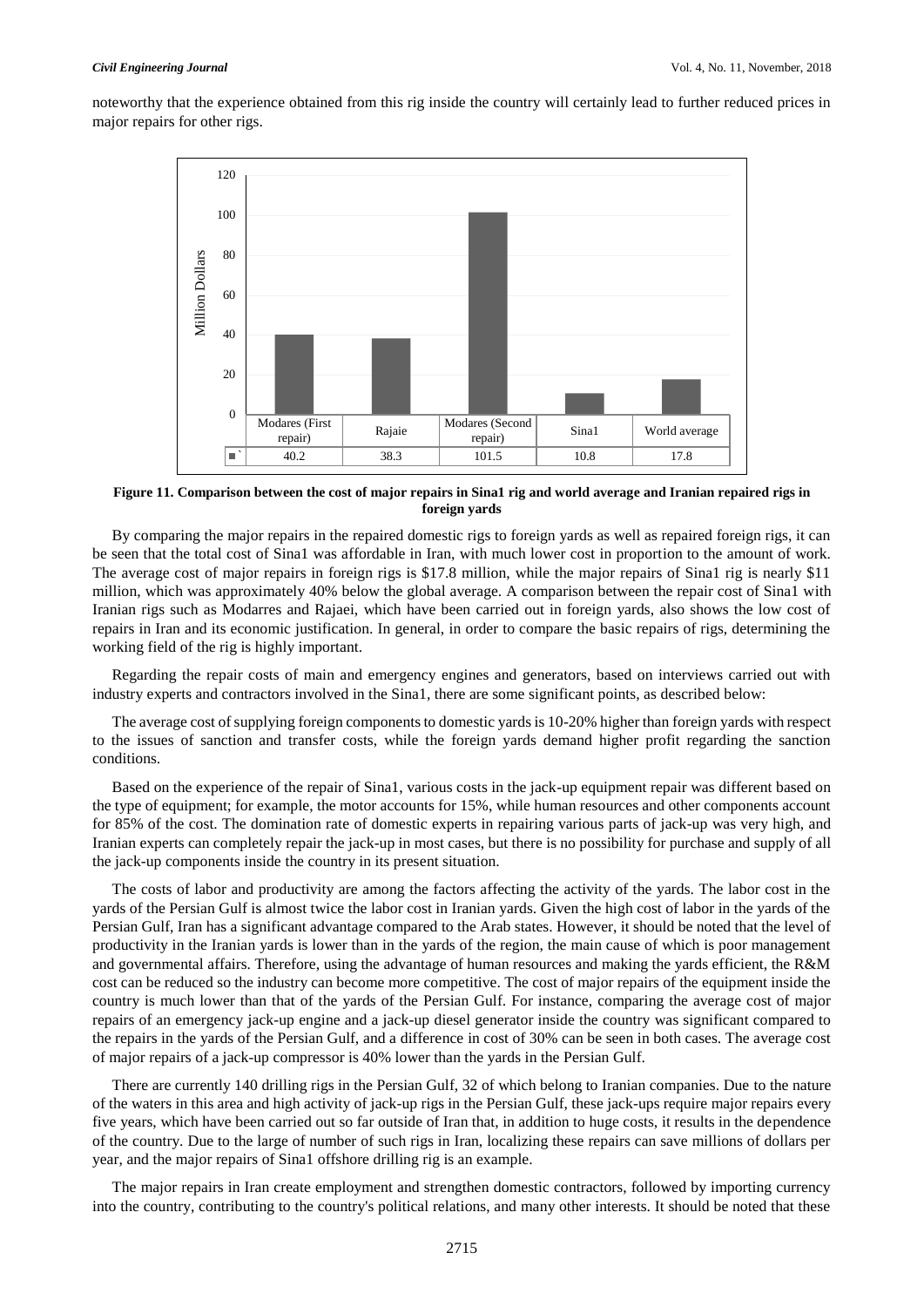noteworthy that the experience obtained from this rig inside the country will certainly lead to further reduced prices in major repairs for other rigs.

| | Modares (First repair) | Rajaie | Modares (Second repair) | Sina1 | World average |
|---|---|---|---|---|---|
| Million Dollars | 40.2 | 38.3 | 101.5 | 10.8 | 17.8 |

**Figure 11. Comparison between the cost of major repairs in Sina1 rig and world average and Iranian repaired rigs in foreign yards**

By comparing the major repairs in the repaired domestic rigs to foreign yards as well as repaired foreign rigs, it can be seen that the total cost of Sina1 was affordable in Iran, with much lower cost in proportion to the amount of work. The average cost of major repairs in foreign rigs is $17.8 million, while the major repairs of Sina1 rig is nearly $11 million, which was approximately 40% below the global average. A comparison between the repair cost of Sina1 with Iranian rigs such as Modarres and Rajaei, which have been carried out in foreign yards, also shows the low cost of repairs in Iran and its economic justification. In general, in order to compare the basic repairs of rigs, determining the working field of the rig is highly important.

Regarding the repair costs of main and emergency engines and generators, based on interviews carried out with industry experts and contractors involved in the Sina1, there are some significant points, as described below:

The average cost of supplying foreign components to domestic yards is 10-20% higher than foreign yards with respect to the issues of sanction and transfer costs, while the foreign yards demand higher profit regarding the sanction conditions.

Based on the experience of the repair of Sina1, various costs in the jack-up equipment repair was different based on the type of equipment; for example, the motor accounts for 15%, while human resources and other components account for 85% of the cost. The domination rate of domestic experts in repairing various parts of jack-up was very high, and Iranian experts can completely repair the jack-up in most cases, but there is no possibility for purchase and supply of all the jack-up components inside the country in its present situation.

The costs of labor and productivity are among the factors affecting the activity of the yards. The labor cost in the yards of the Persian Gulf is almost twice the labor cost in Iranian yards. Given the high cost of labor in the yards of the Persian Gulf, Iran has a significant advantage compared to the Arab states. However, it should be noted that the level of productivity in the Iranian yards is lower than in the yards of the region, the main cause of which is poor management and governmental affairs. Therefore, using the advantage of human resources and making the yards efficient, the R&M cost can be reduced so the industry can become more competitive. The cost of major repairs of the equipment inside the country is much lower than that of the yards of the Persian Gulf. For instance, comparing the average cost of major repairs of an emergency jack-up engine and a jack-up diesel generator inside the country was significant compared to the repairs in the yards of the Persian Gulf, and a difference in cost of 30% can be seen in both cases. The average cost of major repairs of a jack-up compressor is 40% lower than the yards in the Persian Gulf.

There are currently 140 drilling rigs in the Persian Gulf, 32 of which belong to Iranian companies. Due to the nature of the waters in this area and high activity of jack-up rigs in the Persian Gulf, these jack-ups require major repairs every five years, which have been carried out so far outside of Iran that, in addition to huge costs, it results in the dependence of the country. Due to the large of number of such rigs in Iran, localizing these repairs can save millions of dollars per year, and the major repairs of Sina1 offshore drilling rig is an example.

The major repairs in Iran create employment and strengthen domestic contractors, followed by importing currency into the country, contributing to the country's political relations, and many other interests. It should be noted that these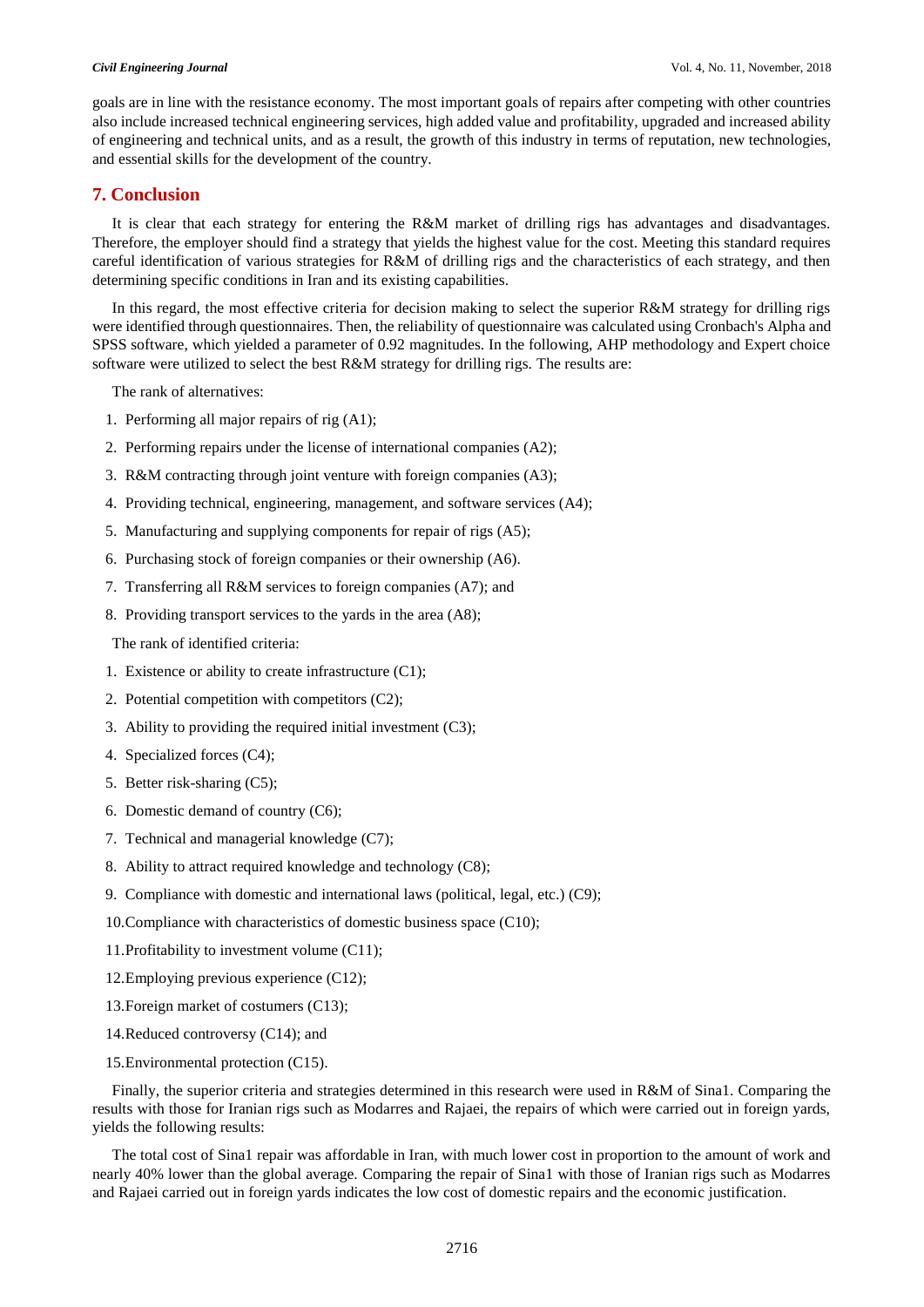goals are in line with the resistance economy. The most important goals of repairs after competing with other countries also include increased technical engineering services, high added value and profitability, upgraded and increased ability of engineering and technical units, and as a result, the growth of this industry in terms of reputation, new technologies, and essential skills for the development of the country.

## 7. Conclusion

It is clear that each strategy for entering the R&M market of drilling rigs has advantages and disadvantages. Therefore, the employer should find a strategy that yields the highest value for the cost. Meeting this standard requires careful identification of various strategies for R&M of drilling rigs and the characteristics of each strategy, and then determining specific conditions in Iran and its existing capabilities.

In this regard, the most effective criteria for decision making to select the superior R&M strategy for drilling rigs were identified through questionnaires. Then, the reliability of questionnaire was calculated using Cronbach's Alpha and SPSS software, which yielded a parameter of 0.92 magnitudes. In the following, AHP methodology and Expert choice software were utilized to select the best R&M strategy for drilling rigs. The results are:

The rank of alternatives:

1. Performing all major repairs of rig (A1);
2. Performing repairs under the license of international companies (A2);
3. R&M contracting through joint venture with foreign companies (A3);
4. Providing technical, engineering, management, and software services (A4);
5. Manufacturing and supplying components for repair of rigs (A5);
6. Purchasing stock of foreign companies or their ownership (A6).
7. Transferring all R&M services to foreign companies (A7); and
8. Providing transport services to the yards in the area (A8);

The rank of identified criteria:

1. Existence or ability to create infrastructure (C1);
2. Potential competition with competitors (C2);
3. Ability to providing the required initial investment (C3);
4. Specialized forces (C4);
5. Better risk-sharing (C5);
6. Domestic demand of country (C6);
7. Technical and managerial knowledge (C7);
8. Ability to attract required knowledge and technology (C8);
9. Compliance with domestic and international laws (political, legal, etc.) (C9);
10. Compliance with characteristics of domestic business space (C10);
11. Profitability to investment volume (C11);
12. Employing previous experience (C12);
13. Foreign market of costumers (C13);
14. Reduced controversy (C14); and
15. Environmental protection (C15).

Finally, the superior criteria and strategies determined in this research were used in R&M of Sina1. Comparing the results with those for Iranian rigs such as Modarres and Rajaei, the repairs of which were carried out in foreign yards, yields the following results:

The total cost of Sina1 repair was affordable in Iran, with much lower cost in proportion to the amount of work and nearly 40% lower than the global average. Comparing the repair of Sina1 with those of Iranian rigs such as Modarres and Rajaei carried out in foreign yards indicates the low cost of domestic repairs and the economic justification.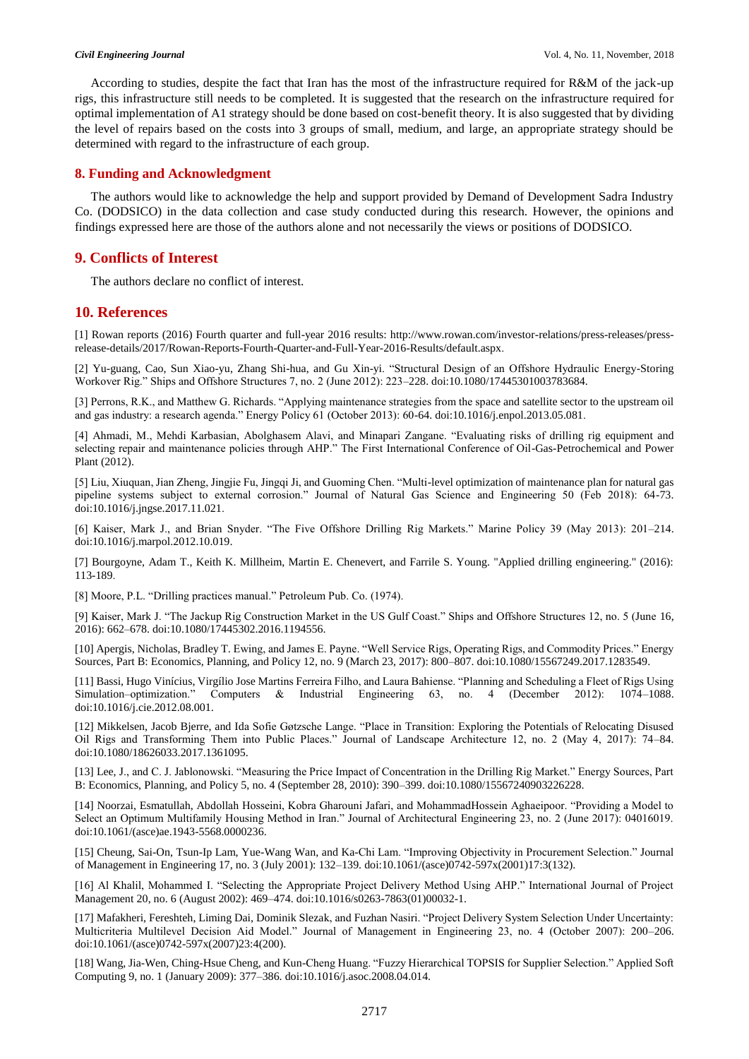According to studies, despite the fact that Iran has the most of the infrastructure required for R&M of the jack-up rigs, this infrastructure still needs to be completed. It is suggested that the research on the infrastructure required for optimal implementation of A1 strategy should be done based on cost-benefit theory. It is also suggested that by dividing the level of repairs based on the costs into 3 groups of small, medium, and large, an appropriate strategy should be determined with regard to the infrastructure of each group.

## 8. Funding and Acknowledgment

The authors would like to acknowledge the help and support provided by Demand of Development Sadra Industry Co. (DODSICO) in the data collection and case study conducted during this research. However, the opinions and findings expressed here are those of the authors alone and not necessarily the views or positions of DODSICO.

## 9. Conflicts of Interest

The authors declare no conflict of interest.

## 10. References

[1] Rowan reports (2016) Fourth quarter and full-year 2016 results: http://www.rowan.com/investor-relations/press-releases/press-release-details/2017/Rowan-Reports-Fourth-Quarter-and-Full-Year-2016-Results/default.aspx.

[2] Yu-guang, Cao, Sun Xiao-yu, Zhang Shi-hua, and Gu Xin-yi. "Structural Design of an Offshore Hydraulic Energy-Storing Workover Rig." Ships and Offshore Structures 7, no. 2 (June 2012): 223–228. doi:10.1080/17445301003783684.

[3] Perrons, R.K., and Matthew G. Richards. "Applying maintenance strategies from the space and satellite sector to the upstream oil and gas industry: a research agenda." Energy Policy 61 (October 2013): 60-64. doi:10.1016/j.enpol.2013.05.081.

[4] Ahmadi, M., Mehdi Karbasian, Abolghasem Alavi, and Minapari Zangane. "Evaluating risks of drilling rig equipment and selecting repair and maintenance policies through AHP." The First International Conference of Oil-Gas-Petrochemical and Power Plant (2012).

[5] Liu, Xiuquan, Jian Zheng, Jingjie Fu, Jingqi Ji, and Guoming Chen. "Multi-level optimization of maintenance plan for natural gas pipeline systems subject to external corrosion." Journal of Natural Gas Science and Engineering 50 (Feb 2018): 64-73. doi:10.1016/j.jngse.2017.11.021.

[6] Kaiser, Mark J., and Brian Snyder. "The Five Offshore Drilling Rig Markets." Marine Policy 39 (May 2013): 201–214. doi:10.1016/j.marpol.2012.10.019.

[7] Bourgoyne, Adam T., Keith K. Millheim, Martin E. Chenevert, and Farrile S. Young. "Applied drilling engineering." (2016): 113-189.

[8] Moore, P.L. "Drilling practices manual." Petroleum Pub. Co. (1974).

[9] Kaiser, Mark J. "The Jackup Rig Construction Market in the US Gulf Coast." Ships and Offshore Structures 12, no. 5 (June 16, 2016): 662–678. doi:10.1080/17445302.2016.1194556.

[10] Apergis, Nicholas, Bradley T. Ewing, and James E. Payne. "Well Service Rigs, Operating Rigs, and Commodity Prices." Energy Sources, Part B: Economics, Planning, and Policy 12, no. 9 (March 23, 2017): 800–807. doi:10.1080/15567249.2017.1283549.

[11] Bassi, Hugo Vinícius, Virgílio Jose Martins Ferreira Filho, and Laura Bahiense. "Planning and Scheduling a Fleet of Rigs Using Simulation–optimization." Computers & Industrial Engineering 63, no. 4 (December 2012): 1074–1088. doi:10.1016/j.cie.2012.08.001.

[12] Mikkelsen, Jacob Bjerre, and Ida Sofie Gøtzsche Lange. "Place in Transition: Exploring the Potentials of Relocating Disused Oil Rigs and Transforming Them into Public Places." Journal of Landscape Architecture 12, no. 2 (May 4, 2017): 74–84. doi:10.1080/18626033.2017.1361095.

[13] Lee, J., and C. J. Jablonowski. "Measuring the Price Impact of Concentration in the Drilling Rig Market." Energy Sources, Part B: Economics, Planning, and Policy 5, no. 4 (September 28, 2010): 390–399. doi:10.1080/15567240903226228.

[14] Noorzai, Esmatullah, Abdollah Hosseini, Kobra Gharouni Jafari, and MohammadHossein Aghaeipoor. "Providing a Model to Select an Optimum Multifamily Housing Method in Iran." Journal of Architectural Engineering 23, no. 2 (June 2017): 04016019. doi:10.1061/(asce)ae.1943-5568.0000236.

[15] Cheung, Sai-On, Tsun-Ip Lam, Yue-Wang Wan, and Ka-Chi Lam. "Improving Objectivity in Procurement Selection." Journal of Management in Engineering 17, no. 3 (July 2001): 132–139. doi:10.1061/(asce)0742-597x(2001)17:3(132).

[16] Al Khalil, Mohammed I. "Selecting the Appropriate Project Delivery Method Using AHP." International Journal of Project Management 20, no. 6 (August 2002): 469–474. doi:10.1016/s0263-7863(01)00032-1.

[17] Mafakheri, Fereshteh, Liming Dai, Dominik Slezak, and Fuzhan Nasiri. "Project Delivery System Selection Under Uncertainty: Multicriteria Multilevel Decision Aid Model." Journal of Management in Engineering 23, no. 4 (October 2007): 200–206. doi:10.1061/(asce)0742-597x(2007)23:4(200).

[18] Wang, Jia-Wen, Ching-Hsue Cheng, and Kun-Cheng Huang. "Fuzzy Hierarchical TOPSIS for Supplier Selection." Applied Soft Computing 9, no. 1 (January 2009): 377–386. doi:10.1016/j.asoc.2008.04.014.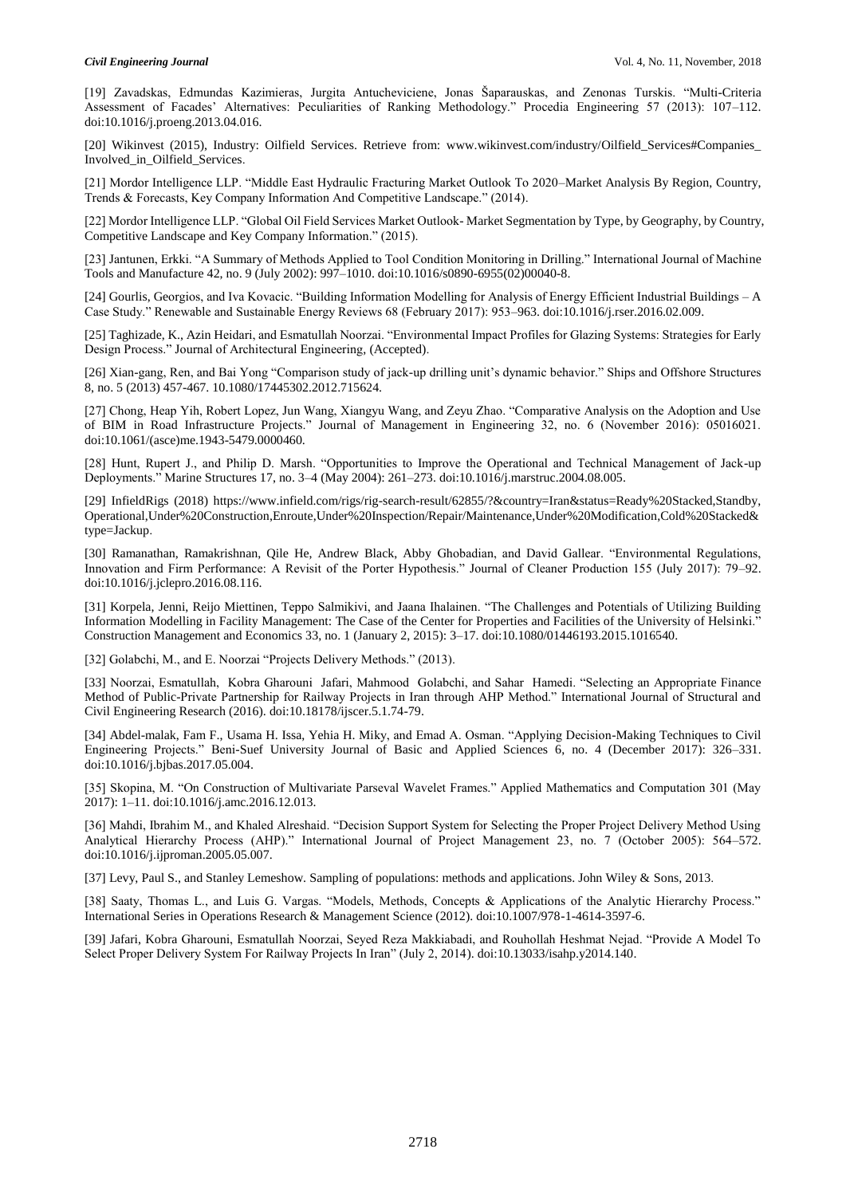[19] Zavadskas, Edmundas Kazimieras, Jurgita Antucheviciene, Jonas Šaparauskas, and Zenonas Turskis. "Multi-Criteria Assessment of Facades' Alternatives: Peculiarities of Ranking Methodology." Procedia Engineering 57 (2013): 107–112. doi:10.1016/j.proeng.2013.04.016.

[20] Wikinvest (2015), Industry: Oilfield Services. Retrieve from: www.wikinvest.com/industry/Oilfield_Services#Companies_Involved_in_Oilfield_Services.

[21] Mordor Intelligence LLP. "Middle East Hydraulic Fracturing Market Outlook To 2020–Market Analysis By Region, Country, Trends & Forecasts, Key Company Information And Competitive Landscape." (2014).

[22] Mordor Intelligence LLP. "Global Oil Field Services Market Outlook- Market Segmentation by Type, by Geography, by Country, Competitive Landscape and Key Company Information." (2015).

[23] Jantunen, Erkki. "A Summary of Methods Applied to Tool Condition Monitoring in Drilling." International Journal of Machine Tools and Manufacture 42, no. 9 (July 2002): 997–1010. doi:10.1016/s0890-6955(02)00040-8.

[24] Gourlis, Georgios, and Iva Kovacic. "Building Information Modelling for Analysis of Energy Efficient Industrial Buildings – A Case Study." Renewable and Sustainable Energy Reviews 68 (February 2017): 953–963. doi:10.1016/j.rser.2016.02.009.

[25] Taghizade, K., Azin Heidari, and Esmatullah Noorzai. "Environmental Impact Profiles for Glazing Systems: Strategies for Early Design Process." Journal of Architectural Engineering, (Accepted).

[26] Xian-gang, Ren, and Bai Yong "Comparison study of jack-up drilling unit's dynamic behavior." Ships and Offshore Structures 8, no. 5 (2013) 457-467. 10.1080/17445302.2012.715624.

[27] Chong, Heap Yih, Robert Lopez, Jun Wang, Xiangyu Wang, and Zeyu Zhao. "Comparative Analysis on the Adoption and Use of BIM in Road Infrastructure Projects." Journal of Management in Engineering 32, no. 6 (November 2016): 05016021. doi:10.1061/(asce)me.1943-5479.0000460.

[28] Hunt, Rupert J., and Philip D. Marsh. "Opportunities to Improve the Operational and Technical Management of Jack-up Deployments." Marine Structures 17, no. 3–4 (May 2004): 261–273. doi:10.1016/j.marstruc.2004.08.005.

[29] InfieldRigs (2018) https://www.infield.com/rigs/rig-search-result/62855/?&country=Iran&status=Ready%20Stacked,Standby,Operational,Under%20Construction,Enroute,Under%20Inspection/Repair/Maintenance,Under%20Modification,Cold%20Stacked&type=Jackup.

[30] Ramanathan, Ramakrishnan, Qile He, Andrew Black, Abby Ghobadian, and David Gallear. "Environmental Regulations, Innovation and Firm Performance: A Revisit of the Porter Hypothesis." Journal of Cleaner Production 155 (July 2017): 79–92. doi:10.1016/j.jclepro.2016.08.116.

[31] Korpela, Jenni, Reijo Miettinen, Teppo Salmikivi, and Jaana Ihalainen. "The Challenges and Potentials of Utilizing Building Information Modelling in Facility Management: The Case of the Center for Properties and Facilities of the University of Helsinki." Construction Management and Economics 33, no. 1 (January 2, 2015): 3–17. doi:10.1080/01446193.2015.1016540.

[32] Golabchi, M., and E. Noorzai "Projects Delivery Methods." (2013).

[33] Noorzai, Esmatullah, Kobra Gharouni Jafari, Mahmood Golabchi, and Sahar Hamedi. "Selecting an Appropriate Finance Method of Public-Private Partnership for Railway Projects in Iran through AHP Method." International Journal of Structural and Civil Engineering Research (2016). doi:10.18178/ijscer.5.1.74-79.

[34] Abdel-malak, Fam F., Usama H. Issa, Yehia H. Miky, and Emad A. Osman. "Applying Decision-Making Techniques to Civil Engineering Projects." Beni-Suef University Journal of Basic and Applied Sciences 6, no. 4 (December 2017): 326–331. doi:10.1016/j.bjbas.2017.05.004.

[35] Skopina, M. "On Construction of Multivariate Parseval Wavelet Frames." Applied Mathematics and Computation 301 (May 2017): 1–11. doi:10.1016/j.amc.2016.12.013.

[36] Mahdi, Ibrahim M., and Khaled Alreshaid. "Decision Support System for Selecting the Proper Project Delivery Method Using Analytical Hierarchy Process (AHP)." International Journal of Project Management 23, no. 7 (October 2005): 564–572. doi:10.1016/j.ijproman.2005.05.007.

[37] Levy, Paul S., and Stanley Lemeshow. Sampling of populations: methods and applications. John Wiley & Sons, 2013.

[38] Saaty, Thomas L., and Luis G. Vargas. "Models, Methods, Concepts & Applications of the Analytic Hierarchy Process." International Series in Operations Research & Management Science (2012). doi:10.1007/978-1-4614-3597-6.

[39] Jafari, Kobra Gharouni, Esmatullah Noorzai, Seyed Reza Makkiabadi, and Rouhollah Heshmat Nejad. "Provide A Model To Select Proper Delivery System For Railway Projects In Iran" (July 2, 2014). doi:10.13033/isahp.y2014.140.